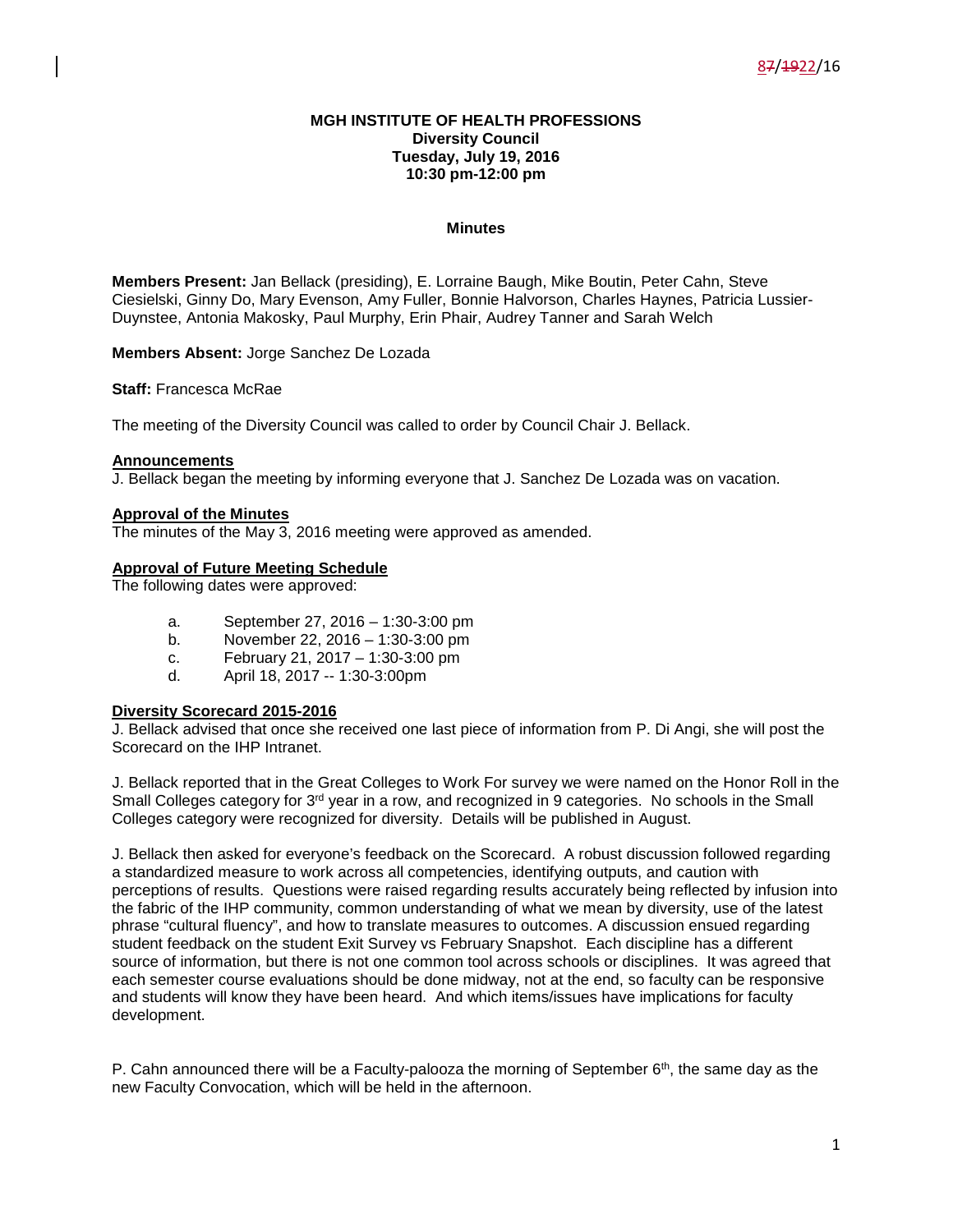**MGH INSTITUTE OF HEALTH PROFESSIONS**
**Diversity Council**
**Tuesday, July 19, 2016**
**10:30 pm-12:00 pm**

**Minutes**

**Members Present:** Jan Bellack (presiding), E. Lorraine Baugh, Mike Boutin, Peter Cahn, Steve Ciesielski, Ginny Do, Mary Evenson, Amy Fuller, Bonnie Halvorson, Charles Haynes, Patricia Lussier-Duynstee, Antonia Makosky, Paul Murphy, Erin Phair, Audrey Tanner and Sarah Welch

**Members Absent:** Jorge Sanchez De Lozada

**Staff:** Francesca McRae

The meeting of the Diversity Council was called to order by Council Chair J. Bellack.

**Announcements**

J. Bellack began the meeting by informing everyone that J. Sanchez De Lozada was on vacation.

**Approval of the Minutes**

The minutes of the May 3, 2016 meeting were approved as amended.

**Approval of Future Meeting Schedule**

The following dates were approved:

a. September 27, 2016 – 1:30-3:00 pm
b. November 22, 2016 – 1:30-3:00 pm
c. February 21, 2017 – 1:30-3:00 pm
d. April 18, 2017 -- 1:30-3:00pm

**Diversity Scorecard 2015-2016**

J. Bellack advised that once she received one last piece of information from P. Di Angi, she will post the Scorecard on the IHP Intranet.

J. Bellack reported that in the Great Colleges to Work For survey we were named on the Honor Roll in the Small Colleges category for 3rd year in a row, and recognized in 9 categories. No schools in the Small Colleges category were recognized for diversity. Details will be published in August.

J. Bellack then asked for everyone's feedback on the Scorecard. A robust discussion followed regarding a standardized measure to work across all competencies, identifying outputs, and caution with perceptions of results. Questions were raised regarding results accurately being reflected by infusion into the fabric of the IHP community, common understanding of what we mean by diversity, use of the latest phrase "cultural fluency", and how to translate measures to outcomes. A discussion ensued regarding student feedback on the student Exit Survey vs February Snapshot. Each discipline has a different source of information, but there is not one common tool across schools or disciplines. It was agreed that each semester course evaluations should be done midway, not at the end, so faculty can be responsive and students will know they have been heard. And which items/issues have implications for faculty development.

P. Cahn announced there will be a Faculty-palooza the morning of September 6th, the same day as the new Faculty Convocation, which will be held in the afternoon.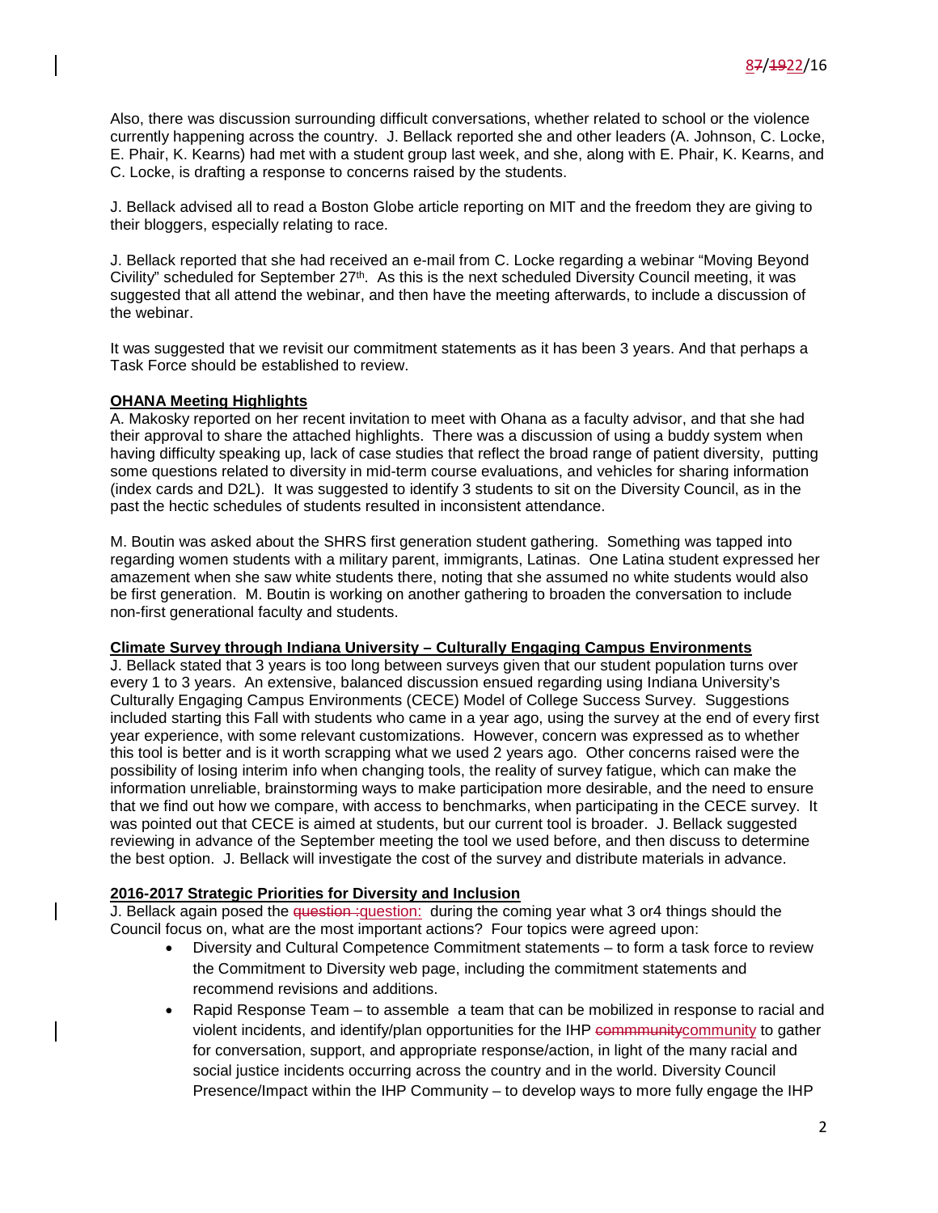Also, there was discussion surrounding difficult conversations, whether related to school or the violence currently happening across the country. J. Bellack reported she and other leaders (A. Johnson, C. Locke, E. Phair, K. Kearns) had met with a student group last week, and she, along with E. Phair, K. Kearns, and C. Locke, is drafting a response to concerns raised by the students.

J. Bellack advised all to read a Boston Globe article reporting on MIT and the freedom they are giving to their bloggers, especially relating to race.

J. Bellack reported that she had received an e-mail from C. Locke regarding a webinar "Moving Beyond Civility" scheduled for September 27th. As this is the next scheduled Diversity Council meeting, it was suggested that all attend the webinar, and then have the meeting afterwards, to include a discussion of the webinar.

It was suggested that we revisit our commitment statements as it has been 3 years. And that perhaps a Task Force should be established to review.

### OHANA Meeting Highlights

A. Makosky reported on her recent invitation to meet with Ohana as a faculty advisor, and that she had their approval to share the attached highlights. There was a discussion of using a buddy system when having difficulty speaking up, lack of case studies that reflect the broad range of patient diversity, putting some questions related to diversity in mid-term course evaluations, and vehicles for sharing information (index cards and D2L). It was suggested to identify 3 students to sit on the Diversity Council, as in the past the hectic schedules of students resulted in inconsistent attendance.

M. Boutin was asked about the SHRS first generation student gathering. Something was tapped into regarding women students with a military parent, immigrants, Latinas. One Latina student expressed her amazement when she saw white students there, noting that she assumed no white students would also be first generation. M. Boutin is working on another gathering to broaden the conversation to include non-first generational faculty and students.

### Climate Survey through Indiana University – Culturally Engaging Campus Environments

J. Bellack stated that 3 years is too long between surveys given that our student population turns over every 1 to 3 years. An extensive, balanced discussion ensued regarding using Indiana University's Culturally Engaging Campus Environments (CECE) Model of College Success Survey. Suggestions included starting this Fall with students who came in a year ago, using the survey at the end of every first year experience, with some relevant customizations. However, concern was expressed as to whether this tool is better and is it worth scrapping what we used 2 years ago. Other concerns raised were the possibility of losing interim info when changing tools, the reality of survey fatigue, which can make the information unreliable, brainstorming ways to make participation more desirable, and the need to ensure that we find out how we compare, with access to benchmarks, when participating in the CECE survey. It was pointed out that CECE is aimed at students, but our current tool is broader. J. Bellack suggested reviewing in advance of the September meeting the tool we used before, and then discuss to determine the best option. J. Bellack will investigate the cost of the survey and distribute materials in advance.

### 2016-2017 Strategic Priorities for Diversity and Inclusion

J. Bellack again posed the question: during the coming year what 3 or4 things should the Council focus on, what are the most important actions? Four topics were agreed upon:

- Diversity and Cultural Competence Commitment statements – to form a task force to review the Commitment to Diversity web page, including the commitment statements and recommend revisions and additions.
- Rapid Response Team – to assemble a team that can be mobilized in response to racial and violent incidents, and identify/plan opportunities for the IHP community to gather for conversation, support, and appropriate response/action, in light of the many racial and social justice incidents occurring across the country and in the world. Diversity Council Presence/Impact within the IHP Community – to develop ways to more fully engage the IHP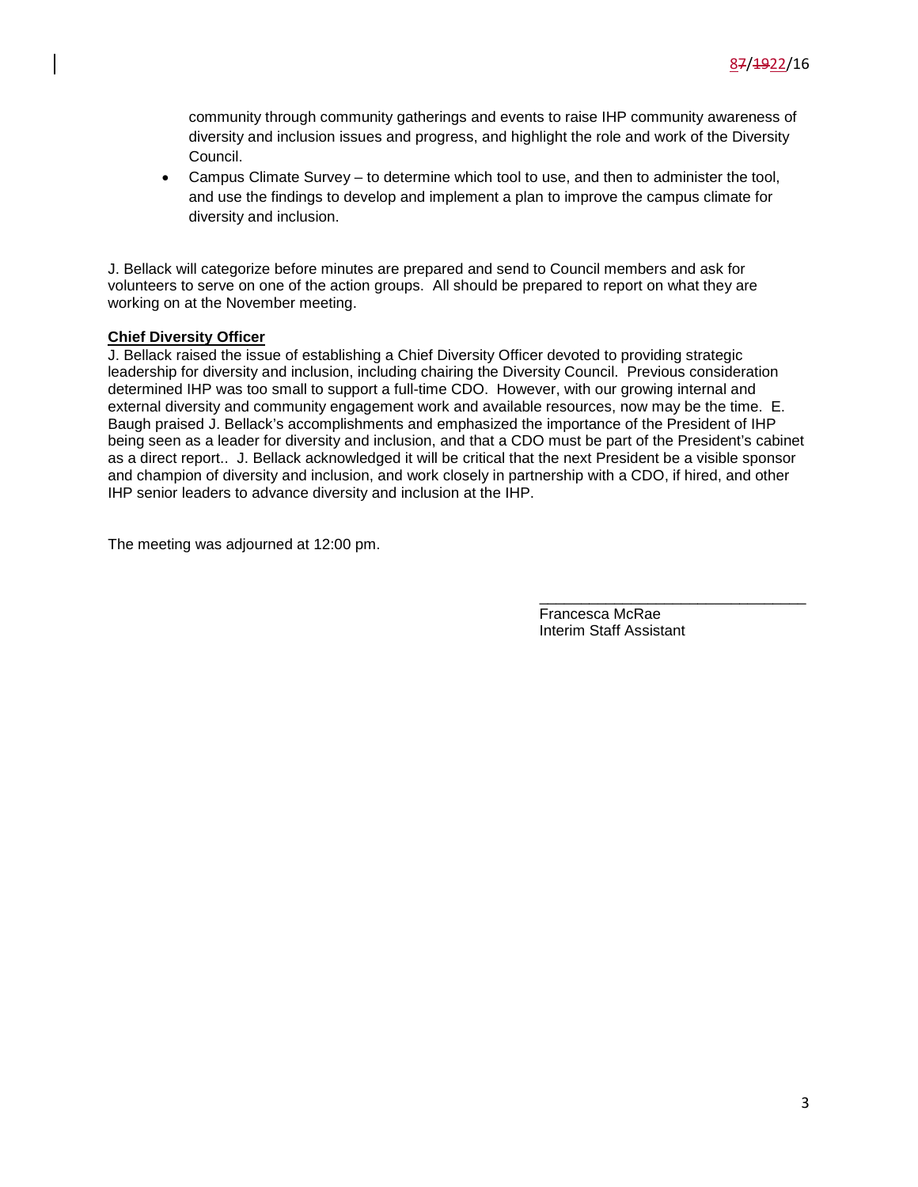community through community gatherings and events to raise IHP community awareness of diversity and inclusion issues and progress, and highlight the role and work of the Diversity Council.

- Campus Climate Survey – to determine which tool to use, and then to administer the tool, and use the findings to develop and implement a plan to improve the campus climate for diversity and inclusion.

J. Bellack will categorize before minutes are prepared and send to Council members and ask for volunteers to serve on one of the action groups. All should be prepared to report on what they are working on at the November meeting.

**Chief Diversity Officer**

J. Bellack raised the issue of establishing a Chief Diversity Officer devoted to providing strategic leadership for diversity and inclusion, including chairing the Diversity Council. Previous consideration determined IHP was too small to support a full-time CDO. However, with our growing internal and external diversity and community engagement work and available resources, now may be the time. E. Baugh praised J. Bellack's accomplishments and emphasized the importance of the President of IHP being seen as a leader for diversity and inclusion, and that a CDO must be part of the President's cabinet as a direct report.. J. Bellack acknowledged it will be critical that the next President be a visible sponsor and champion of diversity and inclusion, and work closely in partnership with a CDO, if hired, and other IHP senior leaders to advance diversity and inclusion at the IHP.

The meeting was adjourned at 12:00 pm.

\_\_\_\_\_\_\_\_\_\_\_\_\_\_\_\_\_\_\_\_\_\_\_\_\_\_\_\_\_\_\_\_

Francesca McRae
Interim Staff Assistant